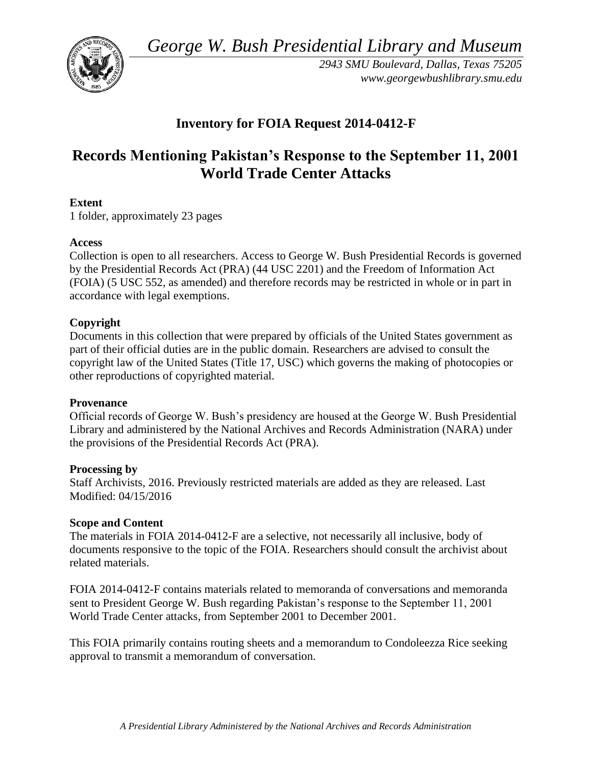*George W. Bush Presidential Library and Museum*

*2943 SMU Boulevard, Dallas, Texas 75205*
*www.georgewbushlibrary.smu.edu*

## Inventory for FOIA Request 2014-0412-F

# Records Mentioning Pakistan's Response to the September 11, 2001 World Trade Center Attacks

**Extent**
1 folder, approximately 23 pages

**Access**
Collection is open to all researchers. Access to George W. Bush Presidential Records is governed by the Presidential Records Act (PRA) (44 USC 2201) and the Freedom of Information Act (FOIA) (5 USC 552, as amended) and therefore records may be restricted in whole or in part in accordance with legal exemptions.

**Copyright**
Documents in this collection that were prepared by officials of the United States government as part of their official duties are in the public domain. Researchers are advised to consult the copyright law of the United States (Title 17, USC) which governs the making of photocopies or other reproductions of copyrighted material.

**Provenance**
Official records of George W. Bush's presidency are housed at the George W. Bush Presidential Library and administered by the National Archives and Records Administration (NARA) under the provisions of the Presidential Records Act (PRA).

**Processing by**
Staff Archivists, 2016. Previously restricted materials are added as they are released. Last Modified: 04/15/2016

**Scope and Content**
The materials in FOIA 2014-0412-F are a selective, not necessarily all inclusive, body of documents responsive to the topic of the FOIA. Researchers should consult the archivist about related materials.

FOIA 2014-0412-F contains materials related to memoranda of conversations and memoranda sent to President George W. Bush regarding Pakistan's response to the September 11, 2001 World Trade Center attacks, from September 2001 to December 2001.

This FOIA primarily contains routing sheets and a memorandum to Condoleezza Rice seeking approval to transmit a memorandum of conversation.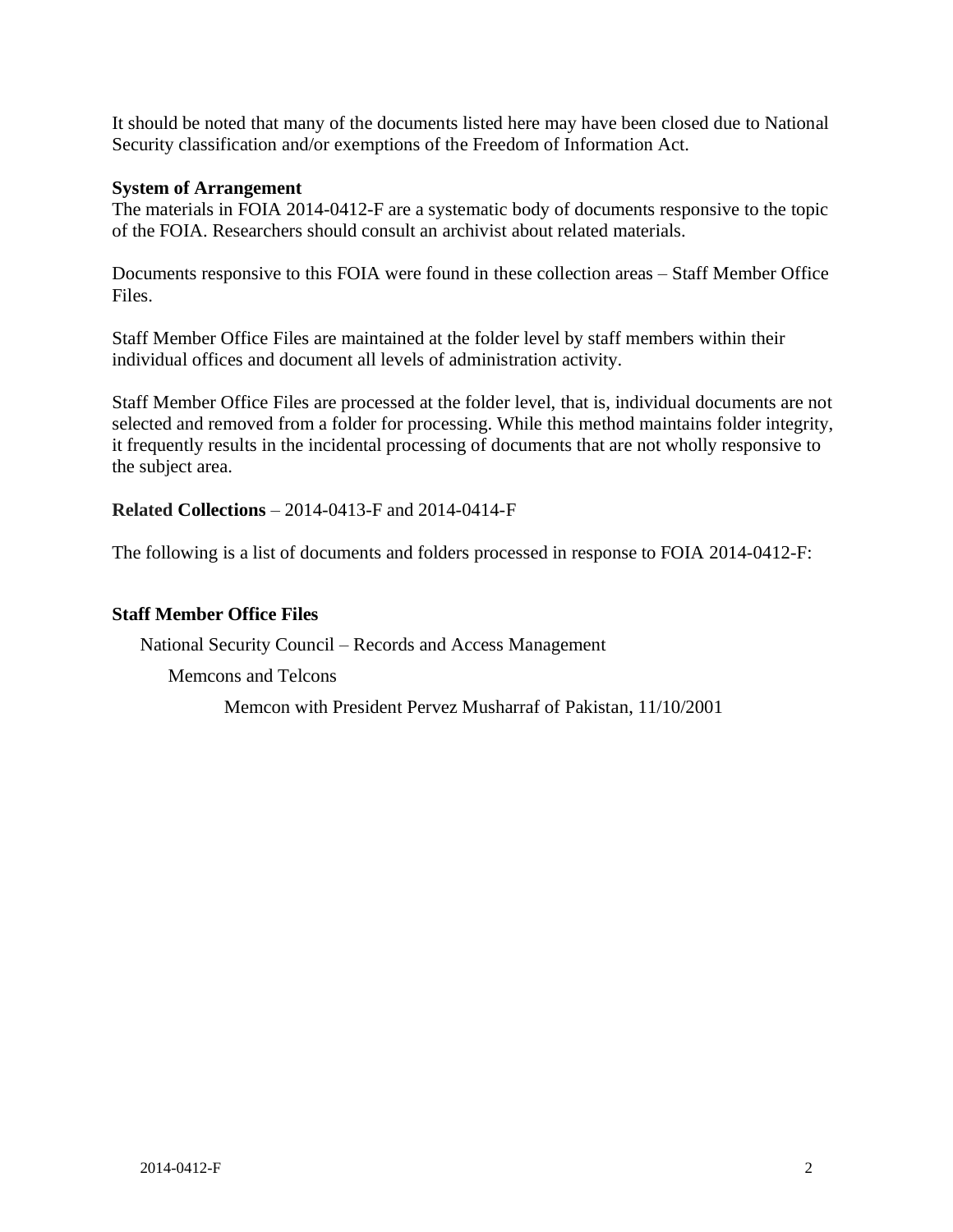It should be noted that many of the documents listed here may have been closed due to National Security classification and/or exemptions of the Freedom of Information Act.

**System of Arrangement**
The materials in FOIA 2014-0412-F are a systematic body of documents responsive to the topic of the FOIA. Researchers should consult an archivist about related materials.

Documents responsive to this FOIA were found in these collection areas – Staff Member Office Files.

Staff Member Office Files are maintained at the folder level by staff members within their individual offices and document all levels of administration activity.

Staff Member Office Files are processed at the folder level, that is, individual documents are not selected and removed from a folder for processing. While this method maintains folder integrity, it frequently results in the incidental processing of documents that are not wholly responsive to the subject area.

**Related Collections** – 2014-0413-F and 2014-0414-F

The following is a list of documents and folders processed in response to FOIA 2014-0412-F:

**Staff Member Office Files**

- National Security Council – Records and Access Management
  - Memcons and Telcons
    - Memcon with President Pervez Musharraf of Pakistan, 11/10/2001